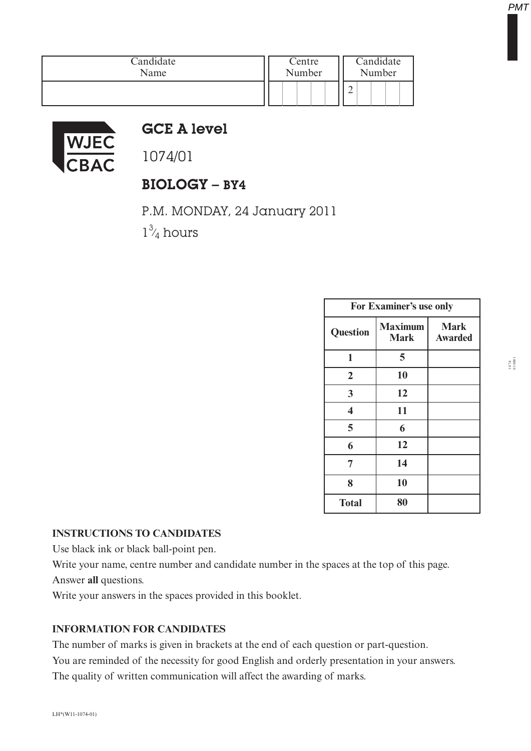| Candidate Name | Centre Number | Candidate Number |
|---|---|---|
| | | 2 |

# GCE A level

1074/01

## BIOLOGY – BY4

P.M. MONDAY, 24 January 2011

$1\frac{3}{4}$ hours

| For Examiner's use only | | |
|---|---|---|
| **Question** | **Maximum Mark** | **Mark Awarded** |
| **1** | **5** | |
| **2** | **10** | |
| **3** | **12** | |
| **4** | **11** | |
| **5** | **6** | |
| **6** | **12** | |
| **7** | **14** | |
| **8** | **10** | |
| **Total** | **80** | |

**INSTRUCTIONS TO CANDIDATES**

Use black ink or black ball-point pen.

Write your name, centre number and candidate number in the spaces at the top of this page.

Answer **all** questions.

Write your answers in the spaces provided in this booklet.

**INFORMATION FOR CANDIDATES**

The number of marks is given in brackets at the end of each question or part-question.

You are reminded of the necessity for good English and orderly presentation in your answers.

The quality of written communication will affect the awarding of marks.

LH*(W11-1074-01)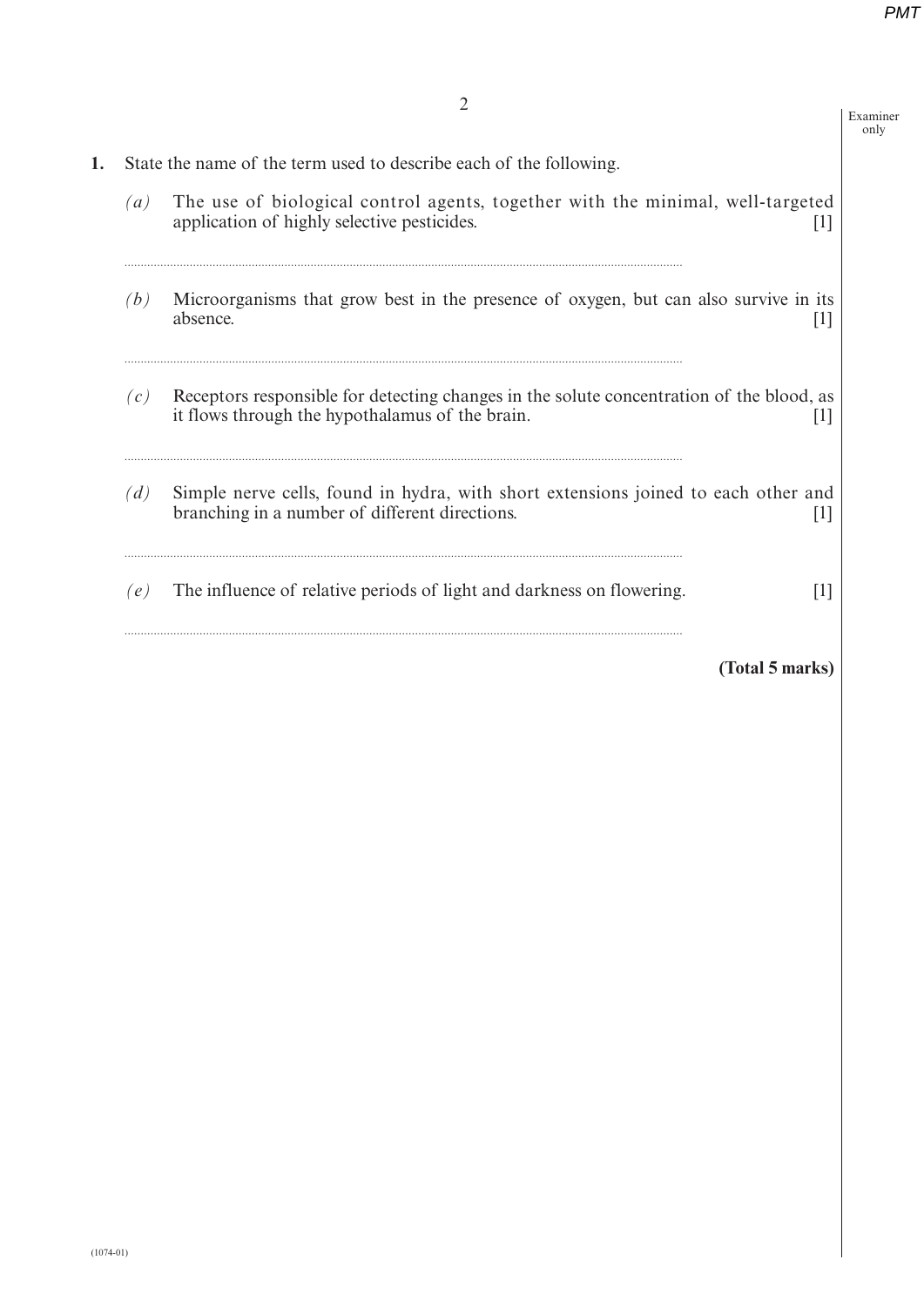1. State the name of the term used to describe each of the following.

   *(a)* The use of biological control agents, together with the minimal, well-targeted application of highly selective pesticides. [1]

   ..............................................................................................................................................

   *(b)* Microorganisms that grow best in the presence of oxygen, but can also survive in its absence. [1]

   ..............................................................................................................................................

   *(c)* Receptors responsible for detecting changes in the solute concentration of the blood, as it flows through the hypothalamus of the brain. [1]

   ..............................................................................................................................................

   *(d)* Simple nerve cells, found in hydra, with short extensions joined to each other and branching in a number of different directions. [1]

   ..............................................................................................................................................

   *(e)* The influence of relative periods of light and darkness on flowering. [1]

   ..............................................................................................................................................

**(Total 5 marks)**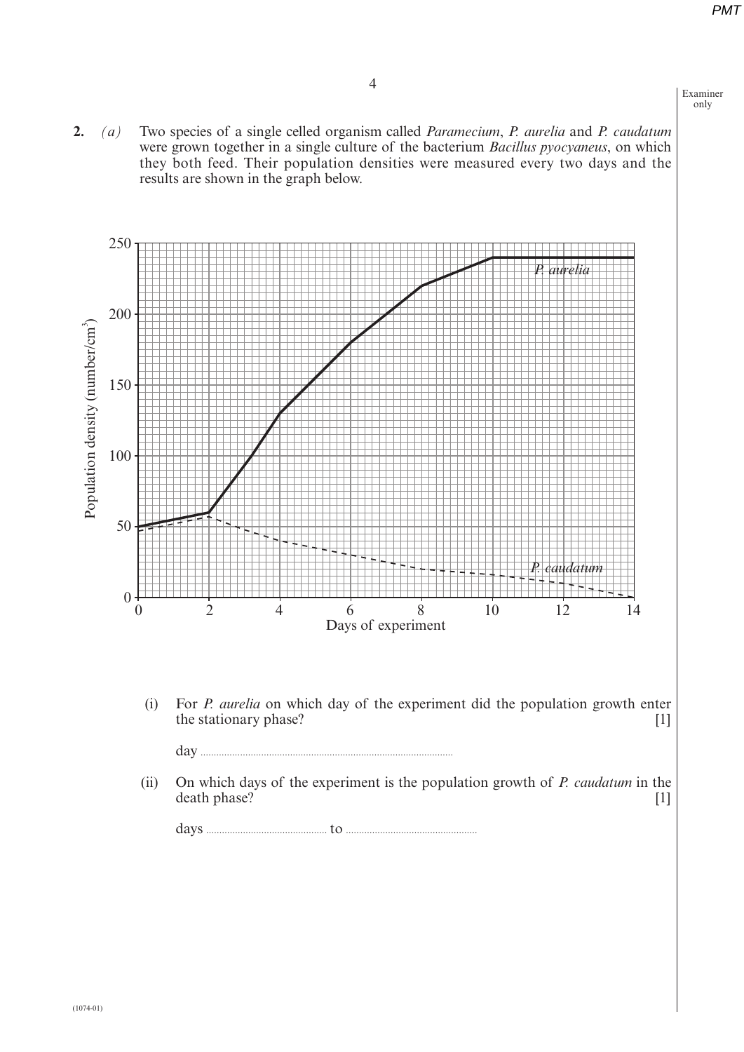**2.** *(a)* Two species of a single celled organism called *Paramecium*, *P. aurelia* and *P. caudatum* were grown together in a single culture of the bacterium *Bacillus pyocyaneus*, on which they both feed. Their population densities were measured every two days and the results are shown in the graph below.

(i) For *P. aurelia* on which day of the experiment did the population growth enter the stationary phase? [1]

day ..............................................

(ii) On which days of the experiment is the population growth of *P. caudatum* in the death phase? [1]

days .............................. to ..............................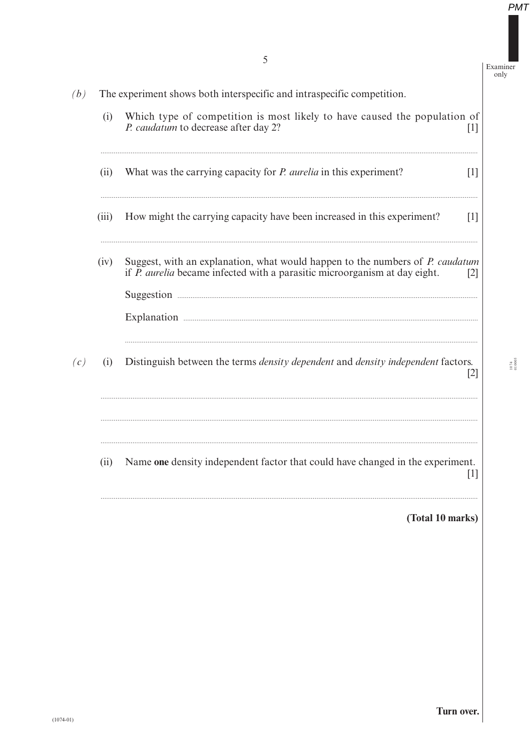*(b)* The experiment shows both interspecific and intraspecific competition.

(i) Which type of competition is most likely to have caused the population of *P. caudatum* to decrease after day 2? [1]

..............................................................................................................................................

(ii) What was the carrying capacity for *P. aurelia* in this experiment? [1]

..............................................................................................................................................

(iii) How might the carrying capacity have been increased in this experiment? [1]

..............................................................................................................................................

(iv) Suggest, with an explanation, what would happen to the numbers of *P. caudatum* if *P. aurelia* became infected with a parasitic microorganism at day eight. [2]

Suggestion ..............................................................................................................................

Explanation ............................................................................................................................

..............................................................................................................................................

*(c)* (i) Distinguish between the terms *density dependent* and *density independent* factors. [2]

..............................................................................................................................................

..............................................................................................................................................

..............................................................................................................................................

(ii) Name **one** density independent factor that could have changed in the experiment. [1]

..............................................................................................................................................

**(Total 10 marks)**

**Turn over.**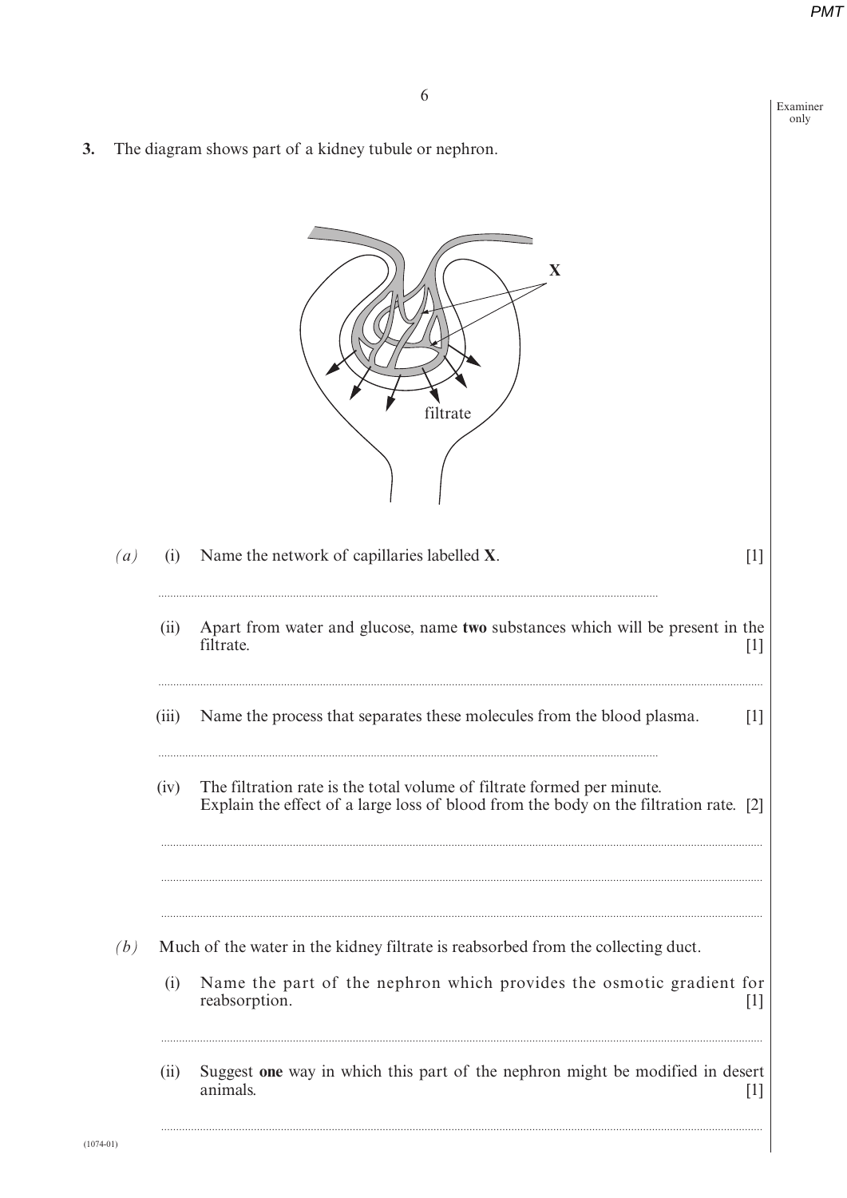**3.** The diagram shows part of a kidney tubule or nephron.

X

filtrate

*(a)* (i) Name the network of capillaries labelled **X**. [1]

..........................................................................................................................................................

(ii) Apart from water and glucose, name **two** substances which will be present in the filtrate. [1]

..........................................................................................................................................................

(iii) Name the process that separates these molecules from the blood plasma. [1]

..........................................................................................................................................................

(iv) The filtration rate is the total volume of filtrate formed per minute.
Explain the effect of a large loss of blood from the body on the filtration rate. [2]

..........................................................................................................................................................

..........................................................................................................................................................

..........................................................................................................................................................

*(b)* Much of the water in the kidney filtrate is reabsorbed from the collecting duct.

(i) Name the part of the nephron which provides the osmotic gradient for reabsorption. [1]

..........................................................................................................................................................

(ii) Suggest **one** way in which this part of the nephron might be modified in desert animals. [1]

..........................................................................................................................................................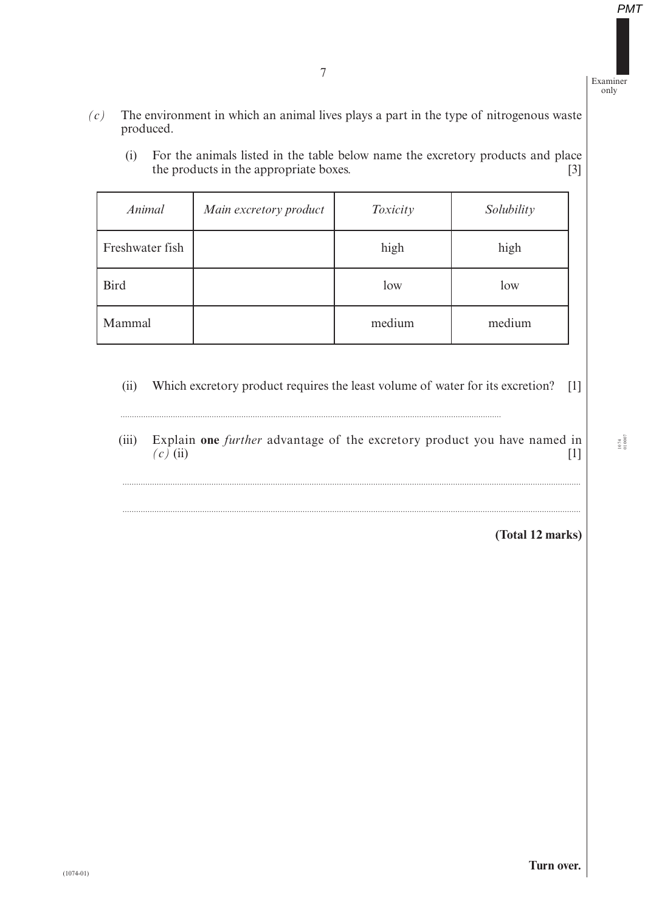*(c)* The environment in which an animal lives plays a part in the type of nitrogenous waste produced.

(i) For the animals listed in the table below name the excretory products and place the products in the appropriate boxes. [3]

| *Animal* | *Main excretory product* | *Toxicity* | *Solubility* |
|---|---|---|---|
| Freshwater fish | | high | high |
| Bird | | low | low |
| Mammal | | medium | medium |

(ii) Which excretory product requires the least volume of water for its excretion? [1]

..............................................................................................................................................

(iii) Explain **one** *further* advantage of the excretory product you have named in *(c)* (ii) [1]

..............................................................................................................................................

..............................................................................................................................................

**(Total 12 marks)**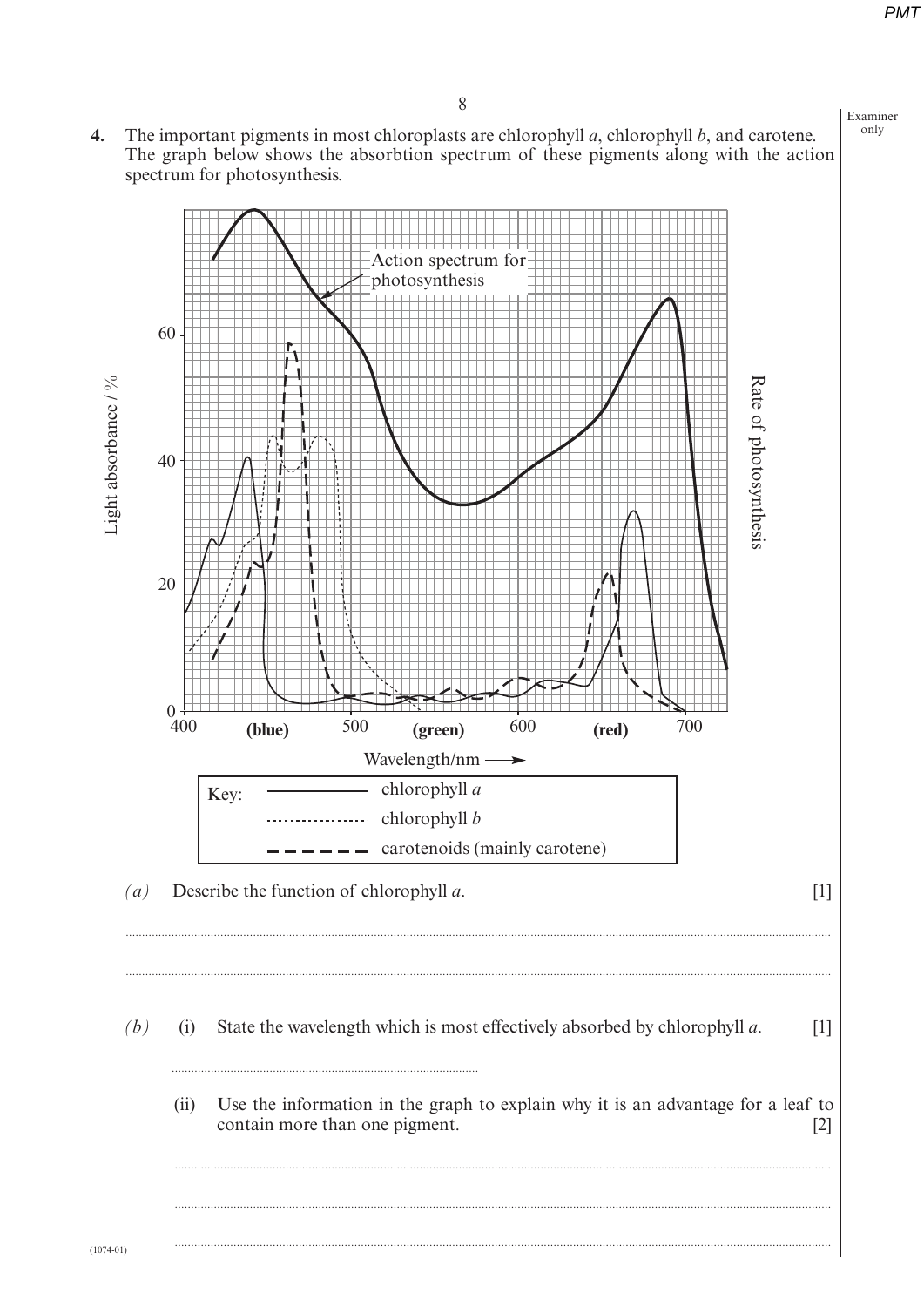**4.** The important pigments in most chloroplasts are chlorophyll *a*, chlorophyll *b*, and carotene. The graph below shows the absorbtion spectrum of these pigments along with the action spectrum for photosynthesis.

Key:
- chlorophyll *a* (solid line)
- chlorophyll *b* (dotted line)
- carotenoids (mainly carotene) (dashed line)

*(a)* Describe the function of chlorophyll *a*. [1]

..............................................................................................................................................

..............................................................................................................................................

*(b)* (i) State the wavelength which is most effectively absorbed by chlorophyll *a*. [1]

..............................................................................

(ii) Use the information in the graph to explain why it is an advantage for a leaf to contain more than one pigment. [2]

..............................................................................................................................................

..............................................................................................................................................

..............................................................................................................................................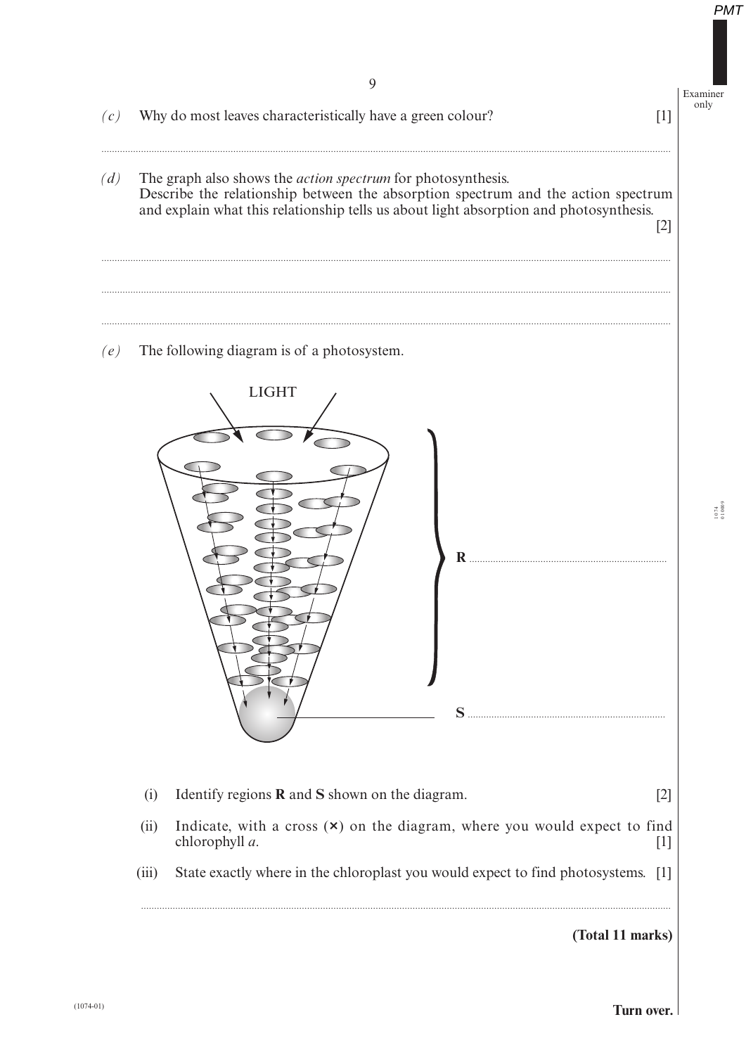*(c)* Why do most leaves characteristically have a green colour? [1]

..............................................................................................................................................

*(d)* The graph also shows the *action spectrum* for photosynthesis.
Describe the relationship between the absorption spectrum and the action spectrum and explain what this relationship tells us about light absorption and photosynthesis. [2]

..............................................................................................................................................

..............................................................................................................................................

..............................................................................................................................................

*(e)* The following diagram is of a photosystem.

LIGHT

**R** ..........................................................

**S** ..........................................................

(i) Identify regions **R** and **S** shown on the diagram. [2]

(ii) Indicate, with a cross (**×**) on the diagram, where you would expect to find chlorophyll *a*. [1]

(iii) State exactly where in the chloroplast you would expect to find photosystems. [1]

..............................................................................................................................................

**(Total 11 marks)**

**Turn over.**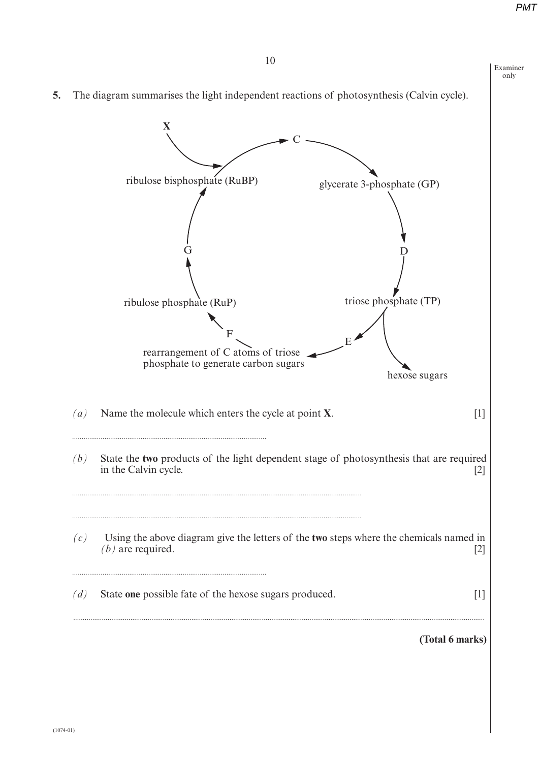**5.** The diagram summarises the light independent reactions of photosynthesis (Calvin cycle).

X → ribulose bisphosphate (RuBP) → C → glycerate 3-phosphate (GP) → D → triose phosphate (TP) → E → rearrangement of C atoms of triose phosphate to generate carbon sugars → F → ribulose phosphate (RuP) → G → ribulose bisphosphate (RuBP)

triose phosphate (TP) → hexose sugars

*(a)* Name the molecule which enters the cycle at point **X**. [1]

..............................................................................................

*(b)* State the **two** products of the light dependent stage of photosynthesis that are required in the Calvin cycle. [2]

..............................................................................................

..............................................................................................

*(c)* Using the above diagram give the letters of the **two** steps where the chemicals named in *(b)* are required. [2]

..............................................................................................

*(d)* State **one** possible fate of the hexose sugars produced. [1]

..............................................................................................

**(Total 6 marks)**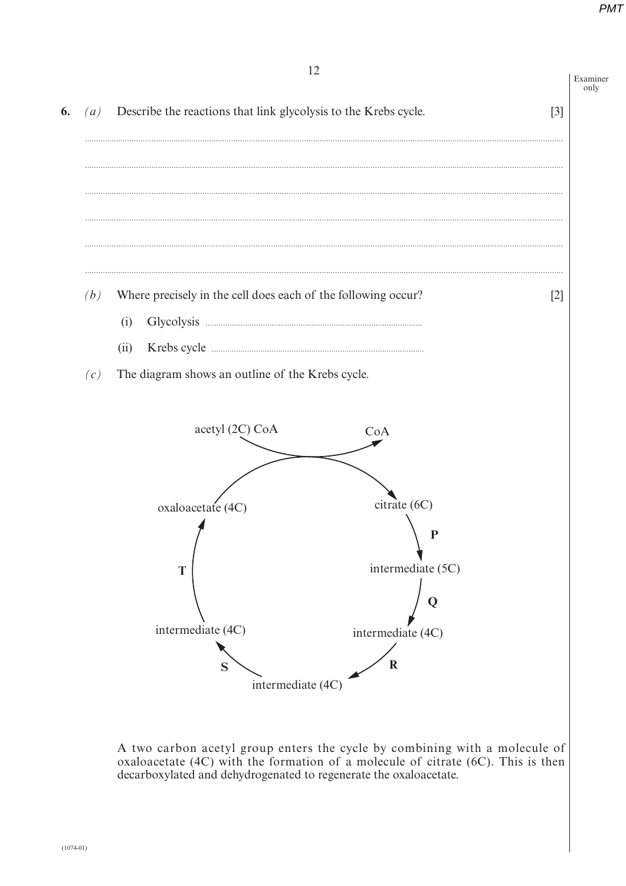**6.** *(a)* Describe the reactions that link glycolysis to the Krebs cycle. [3]

..............................................................................................................................................

..............................................................................................................................................

..............................................................................................................................................

..............................................................................................................................................

..............................................................................................................................................

..............................................................................................................................................

*(b)* Where precisely in the cell does each of the following occur? [2]

(i) Glycolysis ..............................................................................

(ii) Krebs cycle ..............................................................................

*(c)* The diagram shows an outline of the Krebs cycle.

acetyl (2C) CoA → CoA

oxaloacetate (4C) → citrate (6C)

citrate (6C) —**P**→ intermediate (5C)

intermediate (5C) —**Q**→ intermediate (4C)

intermediate (4C) —**R**→ intermediate (4C)

intermediate (4C) —**S**→ intermediate (4C)

intermediate (4C) —**T**→ oxaloacetate (4C)

A two carbon acetyl group enters the cycle by combining with a molecule of oxaloacetate (4C) with the formation of a molecule of citrate (6C). This is then decarboxylated and dehydrogenated to regenerate the oxaloacetate.

(1074-01)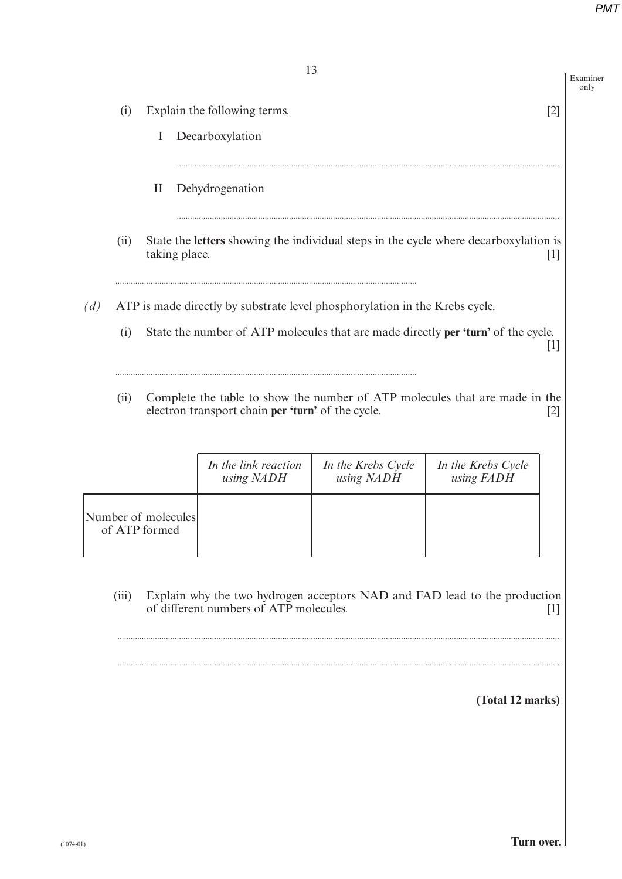(i) Explain the following terms. [2]

I Decarboxylation

..........................................................................................................................................................

II Dehydrogenation

..........................................................................................................................................................

(ii) State the **letters** showing the individual steps in the cycle where decarboxylation is taking place. [1]

..........................................................................................................................................................

*(d)* ATP is made directly by substrate level phosphorylation in the Krebs cycle.

(i) State the number of ATP molecules that are made directly **per 'turn'** of the cycle. [1]

..........................................................................................................................................................

(ii) Complete the table to show the number of ATP molecules that are made in the electron transport chain **per 'turn'** of the cycle. [2]

| | *In the link reaction using NADH* | *In the Krebs Cycle using NADH* | *In the Krebs Cycle using FADH* |
|---|---|---|---|
| Number of molecules of ATP formed | | | |

(iii) Explain why the two hydrogen acceptors NAD and FAD lead to the production of different numbers of ATP molecules. [1]

..........................................................................................................................................................

..........................................................................................................................................................

**(Total 12 marks)**

**Turn over.**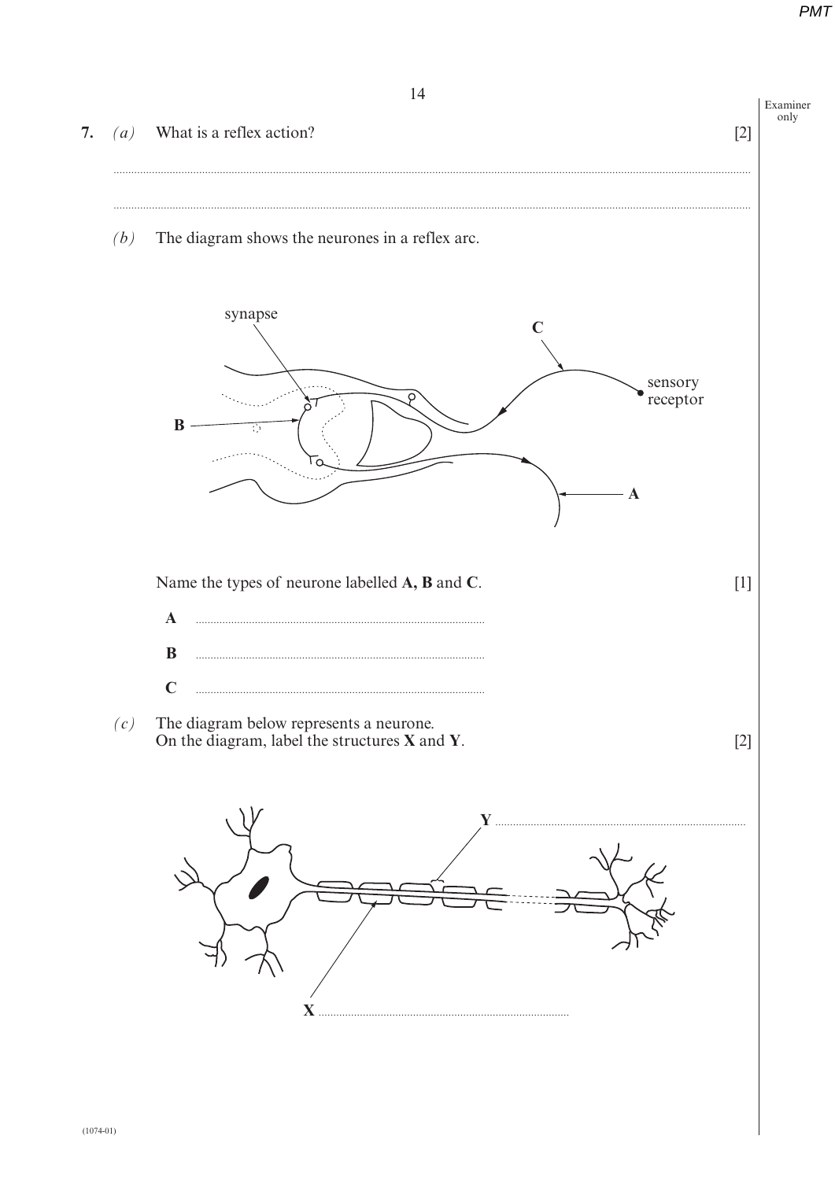**7.** *(a)* What is a reflex action? [2]

..............................................................................................................................................................................................

..............................................................................................................................................................................................

*(b)* The diagram shows the neurones in a reflex arc.

synapse

C

sensory receptor

B

A

Name the types of neurone labelled **A, B** and **C**. [1]

**A** ..........................................................................................

**B** ..........................................................................................

**C** ..........................................................................................

*(c)* The diagram below represents a neurone.
On the diagram, label the structures **X** and **Y**. [2]

**Y** ..........................................................................................

**X** ..........................................................................................

(1074-01)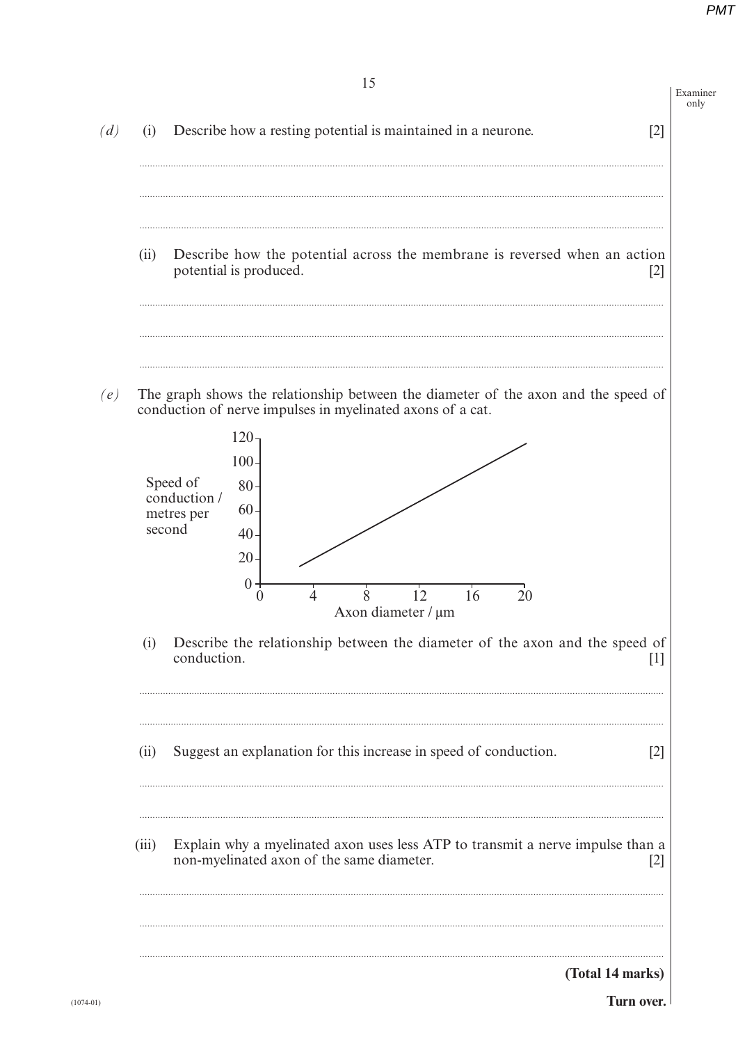*(d)* (i) Describe how a resting potential is maintained in a neurone. [2]

..............................................................................................................................................

..............................................................................................................................................

..............................................................................................................................................

(ii) Describe how the potential across the membrane is reversed when an action potential is produced. [2]

..............................................................................................................................................

..............................................................................................................................................

..............................................................................................................................................

*(e)* The graph shows the relationship between the diameter of the axon and the speed of conduction of nerve impulses in myelinated axons of a cat.

(i) Describe the relationship between the diameter of the axon and the speed of conduction. [1]

..............................................................................................................................................

..............................................................................................................................................

(ii) Suggest an explanation for this increase in speed of conduction. [2]

..............................................................................................................................................

..............................................................................................................................................

(iii) Explain why a myelinated axon uses less ATP to transmit a nerve impulse than a non-myelinated axon of the same diameter. [2]

..............................................................................................................................................

..............................................................................................................................................

..............................................................................................................................................

**(Total 14 marks)**

**Turn over.**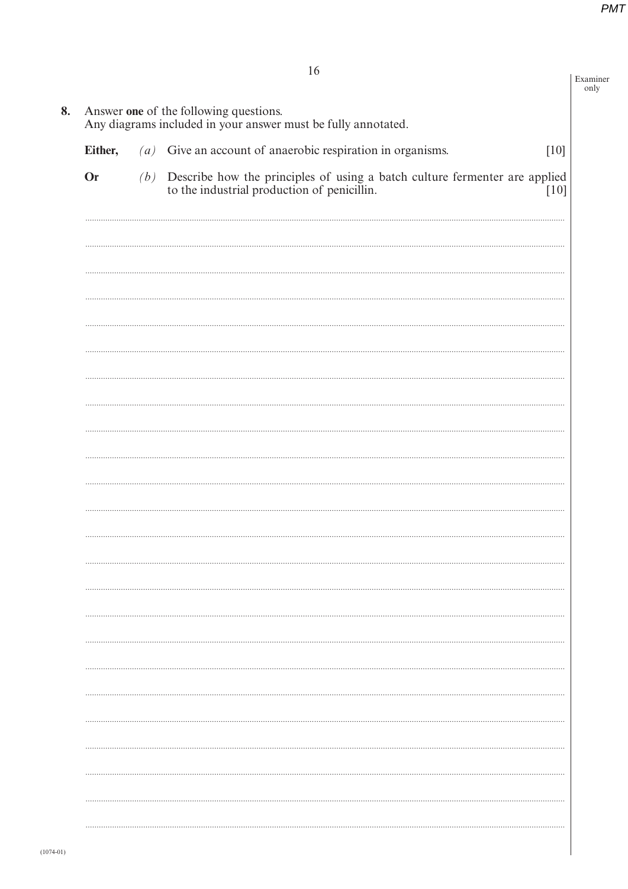**8.** Answer **one** of the following questions.
Any diagrams included in your answer must be fully annotated.

**Either,** *(a)* Give an account of anaerobic respiration in organisms. [10]

**Or** *(b)* Describe how the principles of using a batch culture fermenter are applied to the industrial production of penicillin. [10]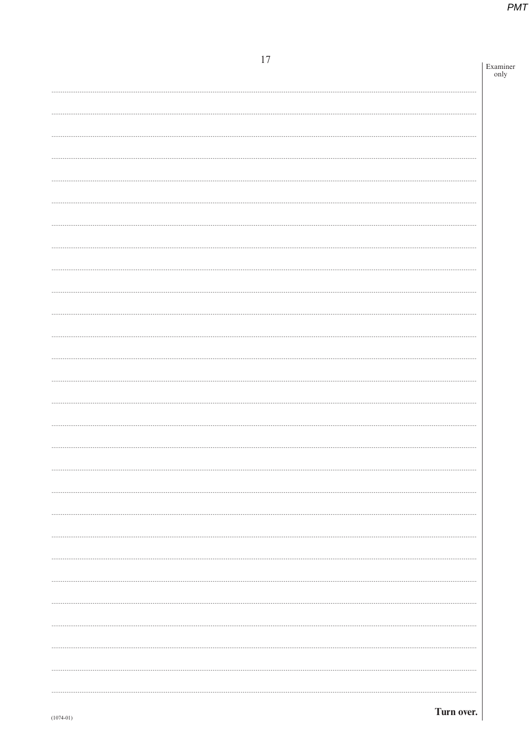Turn over.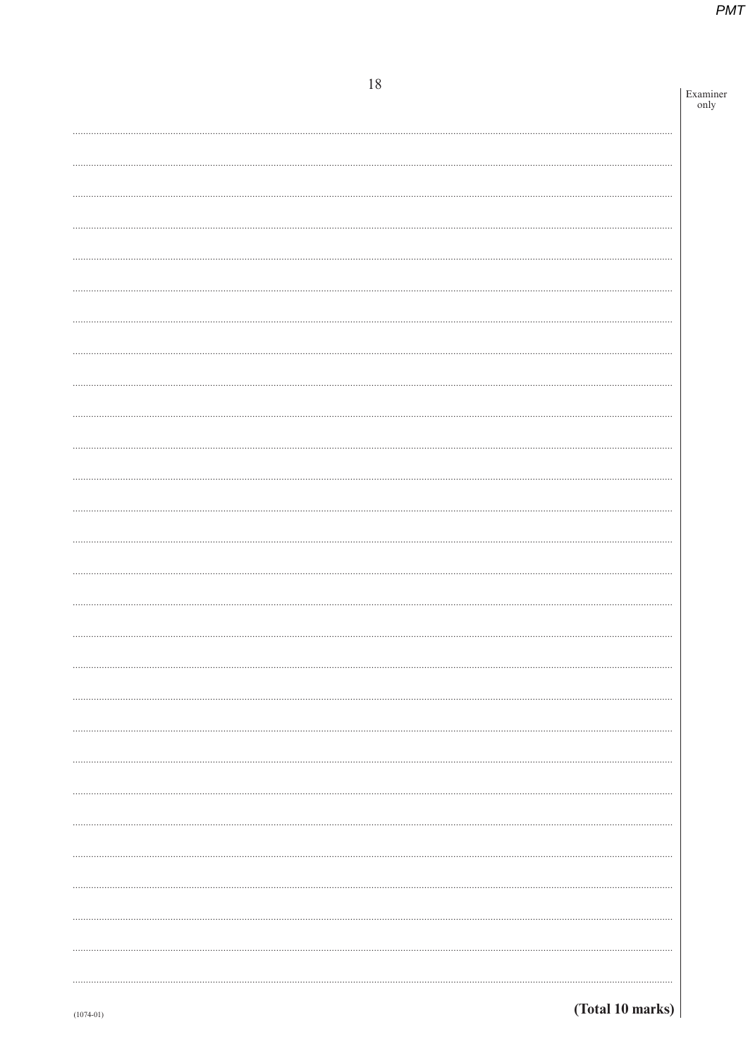**(Total 10 marks)**